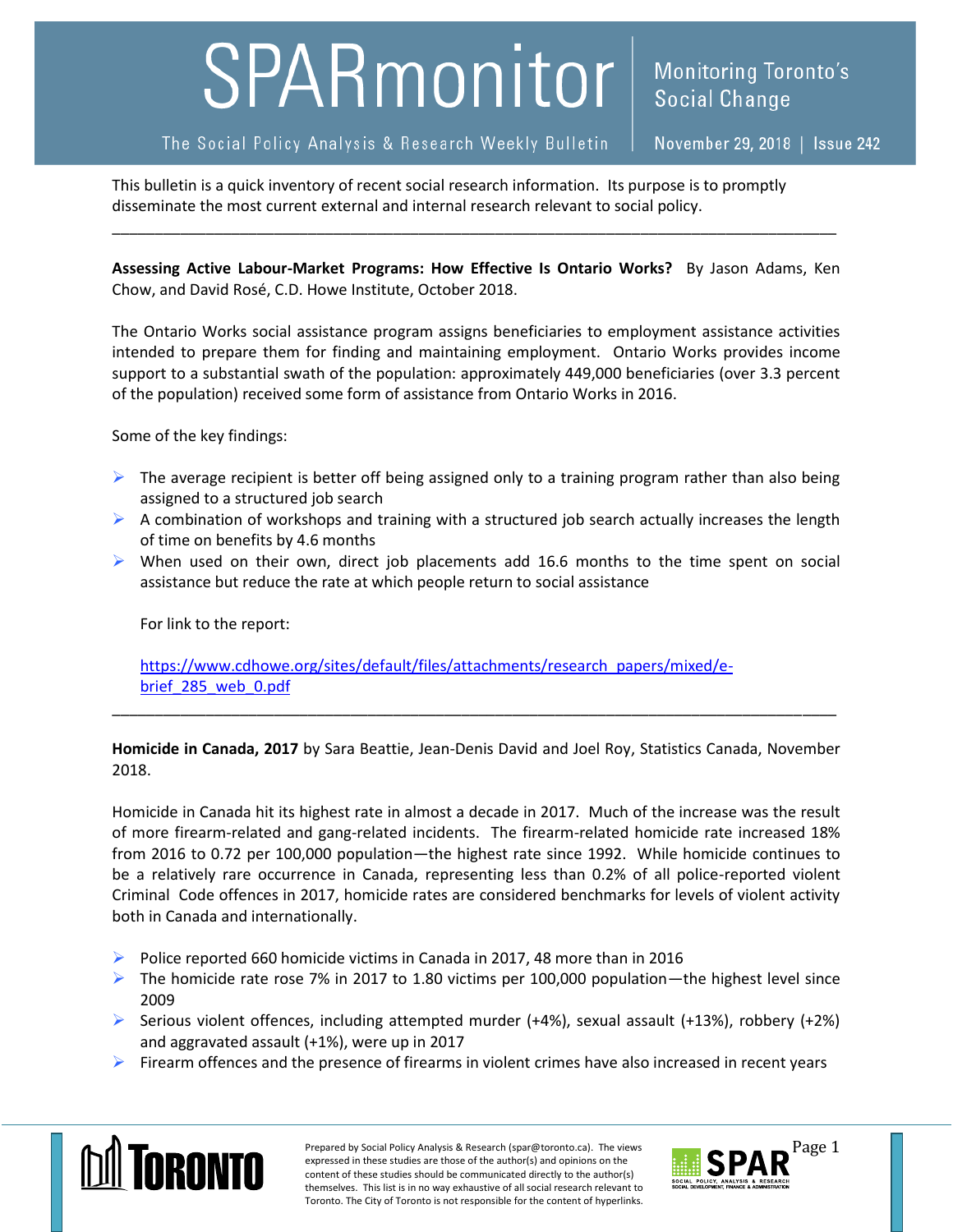# SPARmonitor

Monitoring Toronto's Social Change

The Social Policy Analysis & Research Weekly Bulletin | November 29, 2018 | Issue 242

This bulletin is a quick inventory of recent social research information. Its purpose is to promptly disseminate the most current external and internal research relevant to social policy.

---

**Assessing Active Labour-Market Programs: How Effective Is Ontario Works?** By Jason Adams, Ken Chow, and David Rosé, C.D. Howe Institute, October 2018.

The Ontario Works social assistance program assigns beneficiaries to employment assistance activities intended to prepare them for finding and maintaining employment. Ontario Works provides income support to a substantial swath of the population: approximately 449,000 beneficiaries (over 3.3 percent of the population) received some form of assistance from Ontario Works in 2016.

Some of the key findings:

- The average recipient is better off being assigned only to a training program rather than also being assigned to a structured job search
- A combination of workshops and training with a structured job search actually increases the length of time on benefits by 4.6 months
- When used on their own, direct job placements add 16.6 months to the time spent on social assistance but reduce the rate at which people return to social assistance

  For link to the report:

  https://www.cdhowe.org/sites/default/files/attachments/research_papers/mixed/e-brief_285_web_0.pdf

---

**Homicide in Canada, 2017** by Sara Beattie, Jean-Denis David and Joel Roy, Statistics Canada, November 2018.

Homicide in Canada hit its highest rate in almost a decade in 2017. Much of the increase was the result of more firearm-related and gang-related incidents. The firearm-related homicide rate increased 18% from 2016 to 0.72 per 100,000 population—the highest rate since 1992. While homicide continues to be a relatively rare occurrence in Canada, representing less than 0.2% of all police-reported violent Criminal Code offences in 2017, homicide rates are considered benchmarks for levels of violent activity both in Canada and internationally.

- Police reported 660 homicide victims in Canada in 2017, 48 more than in 2016
- The homicide rate rose 7% in 2017 to 1.80 victims per 100,000 population—the highest level since 2009
- Serious violent offences, including attempted murder (+4%), sexual assault (+13%), robbery (+2%) and aggravated assault (+1%), were up in 2017
- Firearm offences and the presence of firearms in violent crimes have also increased in recent years

Prepared by Social Policy Analysis & Research (spar@toronto.ca). The views expressed in these studies are those of the author(s) and opinions on the content of these studies should be communicated directly to the author(s) themselves. This list is in no way exhaustive of all social research relevant to Toronto. The City of Toronto is not responsible for the content of hyperlinks.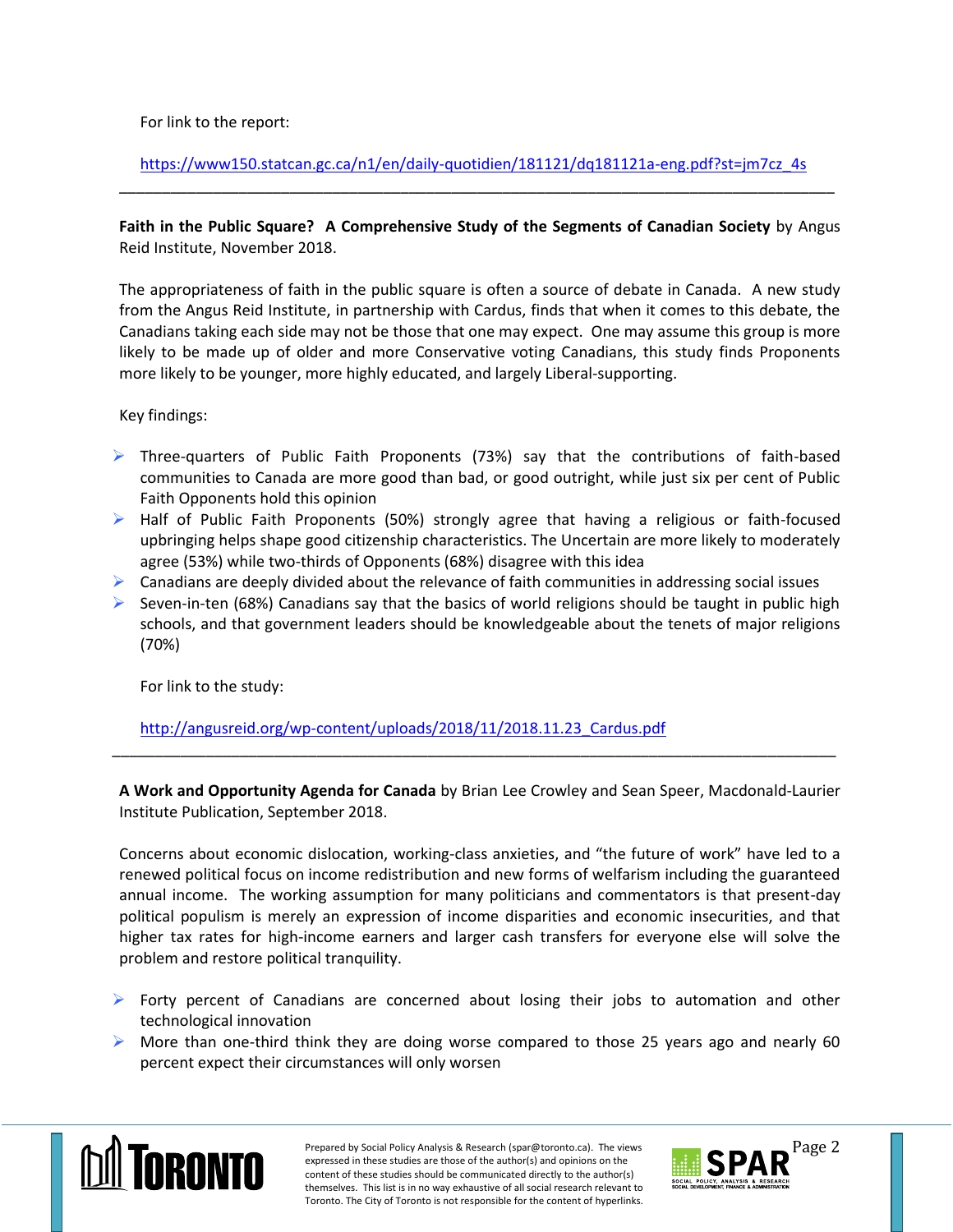For link to the report:

https://www150.statcan.gc.ca/n1/en/daily-quotidien/181121/dq181121a-eng.pdf?st=jm7cz_4s

---

**Faith in the Public Square? A Comprehensive Study of the Segments of Canadian Society** by Angus Reid Institute, November 2018.

The appropriateness of faith in the public square is often a source of debate in Canada. A new study from the Angus Reid Institute, in partnership with Cardus, finds that when it comes to this debate, the Canadians taking each side may not be those that one may expect. One may assume this group is more likely to be made up of older and more Conservative voting Canadians, this study finds Proponents more likely to be younger, more highly educated, and largely Liberal-supporting.

Key findings:

- Three-quarters of Public Faith Proponents (73%) say that the contributions of faith-based communities to Canada are more good than bad, or good outright, while just six per cent of Public Faith Opponents hold this opinion
- Half of Public Faith Proponents (50%) strongly agree that having a religious or faith-focused upbringing helps shape good citizenship characteristics. The Uncertain are more likely to moderately agree (53%) while two-thirds of Opponents (68%) disagree with this idea
- Canadians are deeply divided about the relevance of faith communities in addressing social issues
- Seven-in-ten (68%) Canadians say that the basics of world religions should be taught in public high schools, and that government leaders should be knowledgeable about the tenets of major religions (70%)

For link to the study:

http://angusreid.org/wp-content/uploads/2018/11/2018.11.23_Cardus.pdf

---

**A Work and Opportunity Agenda for Canada** by Brian Lee Crowley and Sean Speer, Macdonald-Laurier Institute Publication, September 2018.

Concerns about economic dislocation, working-class anxieties, and "the future of work" have led to a renewed political focus on income redistribution and new forms of welfarism including the guaranteed annual income. The working assumption for many politicians and commentators is that present-day political populism is merely an expression of income disparities and economic insecurities, and that higher tax rates for high-income earners and larger cash transfers for everyone else will solve the problem and restore political tranquility.

- Forty percent of Canadians are concerned about losing their jobs to automation and other technological innovation
- More than one-third think they are doing worse compared to those 25 years ago and nearly 60 percent expect their circumstances will only worsen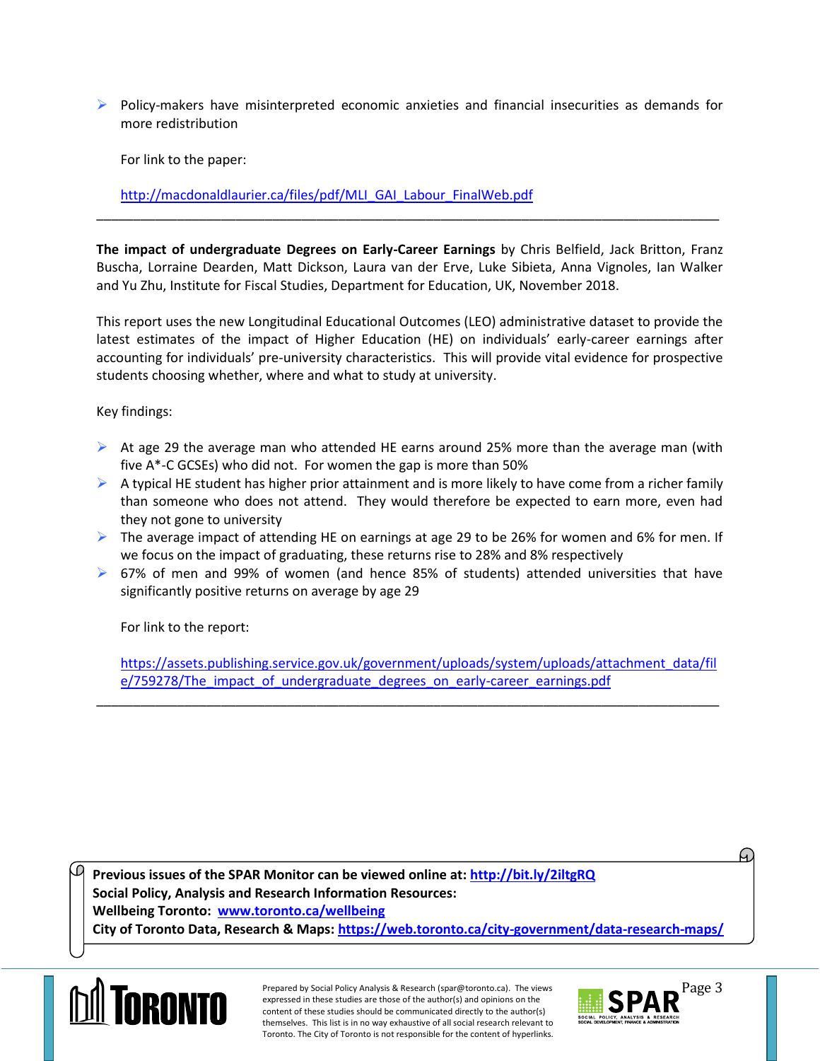- Policy-makers have misinterpreted economic anxieties and financial insecurities as demands for more redistribution

  For link to the paper:

  http://macdonaldlaurier.ca/files/pdf/MLI_GAI_Labour_FinalWeb.pdf

---

**The impact of undergraduate Degrees on Early-Career Earnings** by Chris Belfield, Jack Britton, Franz Buscha, Lorraine Dearden, Matt Dickson, Laura van der Erve, Luke Sibieta, Anna Vignoles, Ian Walker and Yu Zhu, Institute for Fiscal Studies, Department for Education, UK, November 2018.

This report uses the new Longitudinal Educational Outcomes (LEO) administrative dataset to provide the latest estimates of the impact of Higher Education (HE) on individuals' early-career earnings after accounting for individuals' pre-university characteristics. This will provide vital evidence for prospective students choosing whether, where and what to study at university.

Key findings:

- At age 29 the average man who attended HE earns around 25% more than the average man (with five A*-C GCSEs) who did not. For women the gap is more than 50%
- A typical HE student has higher prior attainment and is more likely to have come from a richer family than someone who does not attend. They would therefore be expected to earn more, even had they not gone to university
- The average impact of attending HE on earnings at age 29 to be 26% for women and 6% for men. If we focus on the impact of graduating, these returns rise to 28% and 8% respectively
- 67% of men and 99% of women (and hence 85% of students) attended universities that have significantly positive returns on average by age 29

  For link to the report:

  https://assets.publishing.service.gov.uk/government/uploads/system/uploads/attachment_data/file/759278/The_impact_of_undergraduate_degrees_on_early-career_earnings.pdf

---

**Previous issues of the SPAR Monitor can be viewed online at: http://bit.ly/2iltgRQ**
**Social Policy, Analysis and Research Information Resources:**
**Wellbeing Toronto: www.toronto.ca/wellbeing**
**City of Toronto Data, Research & Maps: https://web.toronto.ca/city-government/data-research-maps/**

Prepared by Social Policy Analysis & Research (spar@toronto.ca). The views expressed in these studies are those of the author(s) and opinions on the content of these studies should be communicated directly to the author(s) themselves. This list is in no way exhaustive of all social research relevant to Toronto. The City of Toronto is not responsible for the content of hyperlinks.